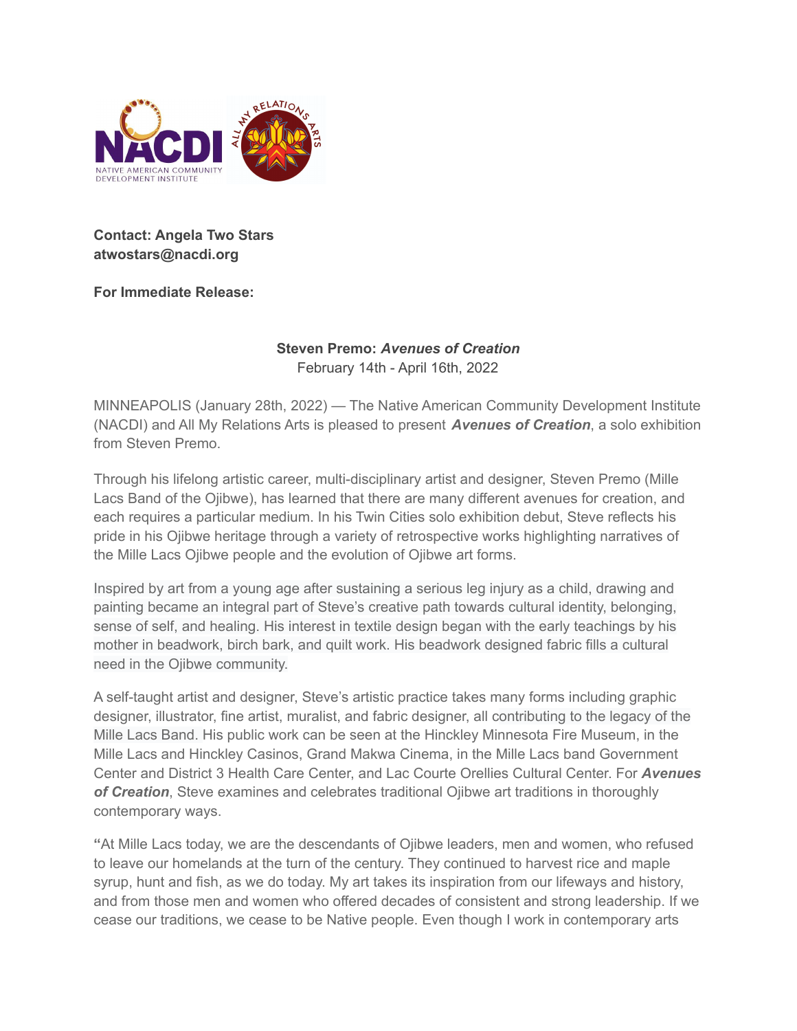**Contact: Angela Two Stars**
**atwostars@nacdi.org**

**For Immediate Release:**

**Steven Premo: *Avenues of Creation***
February 14th - April 16th, 2022

MINNEAPOLIS (January 28th, 2022) — The Native American Community Development Institute (NACDI) and All My Relations Arts is pleased to present ***Avenues of Creation***, a solo exhibition from Steven Premo.

Through his lifelong artistic career, multi-disciplinary artist and designer, Steven Premo (Mille Lacs Band of the Ojibwe), has learned that there are many different avenues for creation, and each requires a particular medium. In his Twin Cities solo exhibition debut, Steve reflects his pride in his Ojibwe heritage through a variety of retrospective works highlighting narratives of the Mille Lacs Ojibwe people and the evolution of Ojibwe art forms.

Inspired by art from a young age after sustaining a serious leg injury as a child, drawing and painting became an integral part of Steve's creative path towards cultural identity, belonging, sense of self, and healing. His interest in textile design began with the early teachings by his mother in beadwork, birch bark, and quilt work. His beadwork designed fabric fills a cultural need in the Ojibwe community.

A self-taught artist and designer, Steve's artistic practice takes many forms including graphic designer, illustrator, fine artist, muralist, and fabric designer, all contributing to the legacy of the Mille Lacs Band. His public work can be seen at the Hinckley Minnesota Fire Museum, in the Mille Lacs and Hinckley Casinos, Grand Makwa Cinema, in the Mille Lacs band Government Center and District 3 Health Care Center, and Lac Courte Orellies Cultural Center. For ***Avenues of Creation***, Steve examines and celebrates traditional Ojibwe art traditions in thoroughly contemporary ways.

"At Mille Lacs today, we are the descendants of Ojibwe leaders, men and women, who refused to leave our homelands at the turn of the century. They continued to harvest rice and maple syrup, hunt and fish, as we do today. My art takes its inspiration from our lifeways and history, and from those men and women who offered decades of consistent and strong leadership. If we cease our traditions, we cease to be Native people. Even though I work in contemporary arts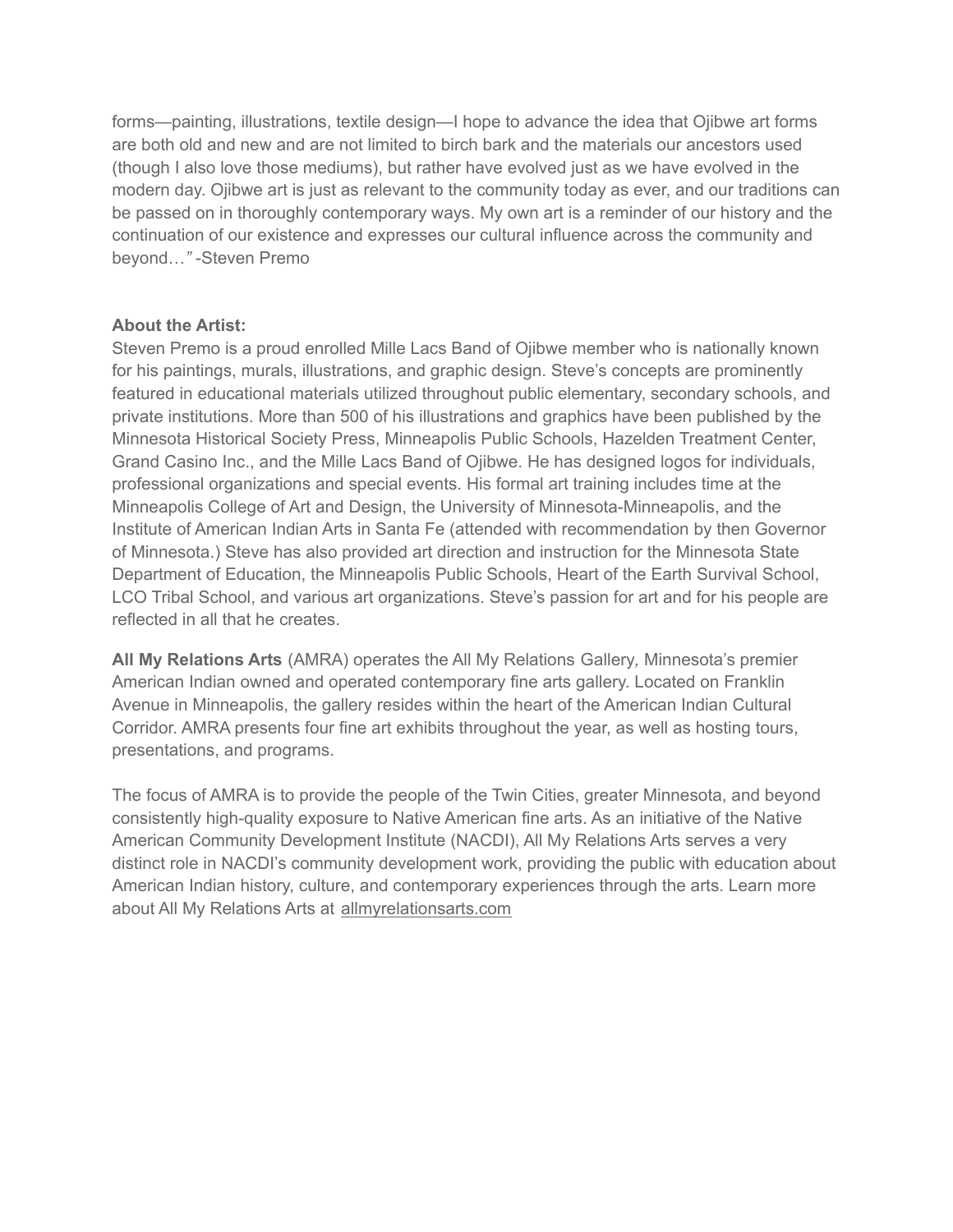forms—painting, illustrations, textile design—I hope to advance the idea that Ojibwe art forms are both old and new and are not limited to birch bark and the materials our ancestors used (though I also love those mediums), but rather have evolved just as we have evolved in the modern day. Ojibwe art is just as relevant to the community today as ever, and our traditions can be passed on in thoroughly contemporary ways. My own art is a reminder of our history and the continuation of our existence and expresses our cultural influence across the community and beyond…*"* -Steven Premo

**About the Artist:**
Steven Premo is a proud enrolled Mille Lacs Band of Ojibwe member who is nationally known for his paintings, murals, illustrations, and graphic design. Steve's concepts are prominently featured in educational materials utilized throughout public elementary, secondary schools, and private institutions. More than 500 of his illustrations and graphics have been published by the Minnesota Historical Society Press, Minneapolis Public Schools, Hazelden Treatment Center, Grand Casino Inc., and the Mille Lacs Band of Ojibwe. He has designed logos for individuals, professional organizations and special events. His formal art training includes time at the Minneapolis College of Art and Design, the University of Minnesota-Minneapolis, and the Institute of American Indian Arts in Santa Fe (attended with recommendation by then Governor of Minnesota.) Steve has also provided art direction and instruction for the Minnesota State Department of Education, the Minneapolis Public Schools, Heart of the Earth Survival School, LCO Tribal School, and various art organizations. Steve's passion for art and for his people are reflected in all that he creates.

**All My Relations Arts** (AMRA) operates the All My Relations Gallery*,* Minnesota's premier American Indian owned and operated contemporary fine arts gallery. Located on Franklin Avenue in Minneapolis, the gallery resides within the heart of the American Indian Cultural Corridor. AMRA presents four fine art exhibits throughout the year, as well as hosting tours, presentations, and programs.

The focus of AMRA is to provide the people of the Twin Cities, greater Minnesota, and beyond consistently high-quality exposure to Native American fine arts. As an initiative of the Native American Community Development Institute (NACDI), All My Relations Arts serves a very distinct role in NACDI's community development work, providing the public with education about American Indian history, culture, and contemporary experiences through the arts. Learn more about All My Relations Arts at allmyrelationsarts.com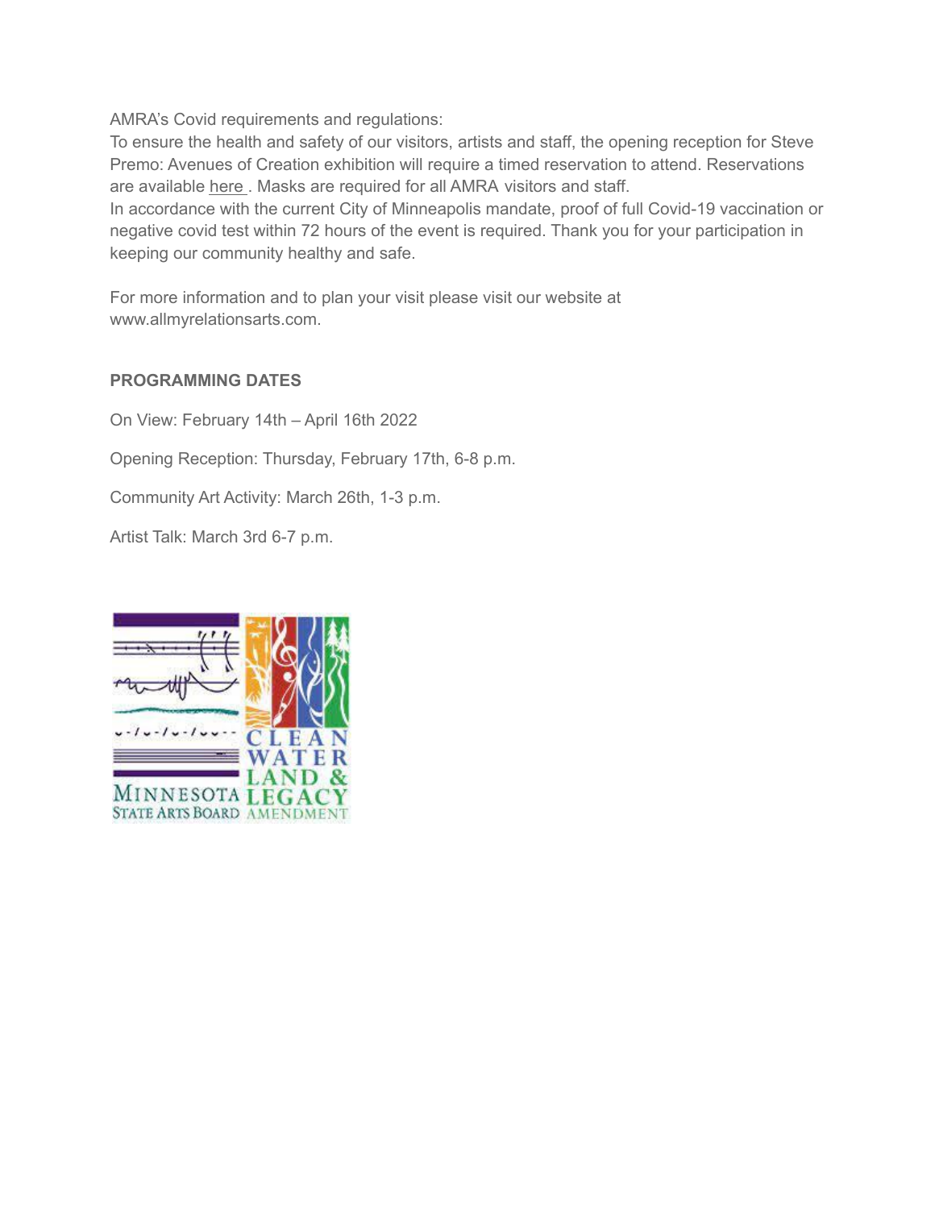AMRA's Covid requirements and regulations:
To ensure the health and safety of our visitors, artists and staff, the opening reception for Steve Premo: Avenues of Creation exhibition will require a timed reservation to attend. Reservations are available here . Masks are required for all AMRA visitors and staff.
In accordance with the current City of Minneapolis mandate, proof of full Covid-19 vaccination or negative covid test within 72 hours of the event is required. Thank you for your participation in keeping our community healthy and safe.

For more information and to plan your visit please visit our website at www.allmyrelationsarts.com.

**PROGRAMMING DATES**

On View: February 14th – April 16th 2022

Opening Reception: Thursday, February 17th, 6-8 p.m.

Community Art Activity: March 26th, 1-3 p.m.

Artist Talk: March 3rd 6-7 p.m.

MINNESOTA STATE ARTS BOARD

CLEAN WATER LAND & LEGACY AMENDMENT